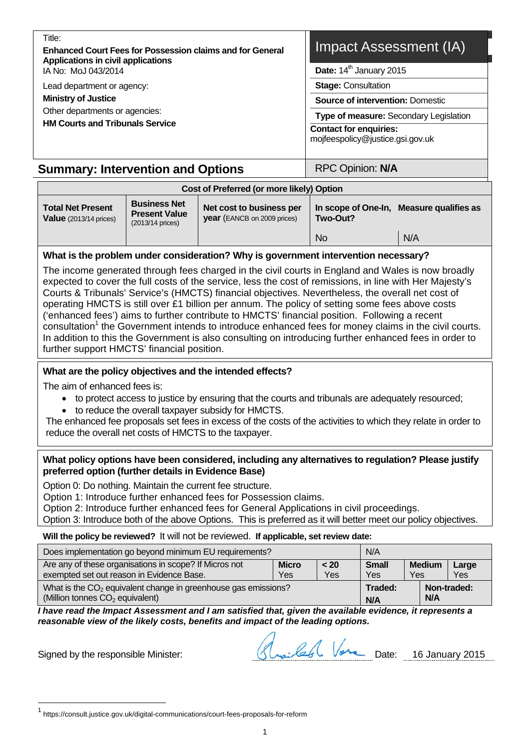Title:

**Enhanced Court Fees for Possession claims and for General Applications in civil applications**

IA No: MoJ 043/2014

Lead department or agency:

**Ministry of Justice**

Other departments or agencies:

**HM Courts and Tribunals Service**

# Impact Assessment (IA)

**Date:** 14th January 2015

**Stage:** Consultation

**Source of intervention:** Domestic

**Type of measure:** Secondary Legislation

**Contact for enquiries:**
mojfeespolicy@justice.gsi.gov.uk

## Summary: Intervention and Options

RPC Opinion: **N/A**

| Cost of Preferred (or more likely) Option | | | | |
|---|---|---|---|---|
| **Total Net Present Value** (2013/14 prices) | **Business Net Present Value** (2013/14 prices) | **Net cost to business per year** (EANCB on 2009 prices) | **In scope of One-In, Two-Out?** | **Measure qualifies as** |
| | | | No | N/A |

**What is the problem under consideration? Why is government intervention necessary?**

The income generated through fees charged in the civil courts in England and Wales is now broadly expected to cover the full costs of the service, less the cost of remissions, in line with Her Majesty's Courts & Tribunals' Service's (HMCTS) financial objectives. Nevertheless, the overall net cost of operating HMCTS is still over £1 billion per annum. The policy of setting some fees above costs ('enhanced fees') aims to further contribute to HMCTS' financial position. Following a recent consultation[1] the Government intends to introduce enhanced fees for money claims in the civil courts. In addition to this the Government is also consulting on introducing further enhanced fees in order to further support HMCTS' financial position.

**What are the policy objectives and the intended effects?**

The aim of enhanced fees is:

- to protect access to justice by ensuring that the courts and tribunals are adequately resourced;
- to reduce the overall taxpayer subsidy for HMCTS.

The enhanced fee proposals set fees in excess of the costs of the activities to which they relate in order to reduce the overall net costs of HMCTS to the taxpayer.

**What policy options have been considered, including any alternatives to regulation? Please justify preferred option (further details in Evidence Base)**

Option 0: Do nothing. Maintain the current fee structure.

Option 1: Introduce further enhanced fees for Possession claims.

Option 2: Introduce further enhanced fees for General Applications in civil proceedings.

Option 3: Introduce both of the above Options. This is preferred as it will better meet our policy objectives.

**Will the policy be reviewed?** It will not be reviewed. **If applicable, set review date:**

| Does implementation go beyond minimum EU requirements? | | | N/A | | |
|---|---|---|---|---|---|
| Are any of these organisations in scope? If Micros not exempted set out reason in Evidence Base. | **Micro** Yes | **< 20** Yes | **Small** Yes | **Medium** Yes | **Large** Yes |
| What is the $CO_2$ equivalent change in greenhouse gas emissions? (Million tonnes $CO_2$ equivalent) | | | **Traded:** **N/A** | **Non-traded:** **N/A** | |

***I have read the Impact Assessment and I am satisfied that, given the available evidence, it represents a reasonable view of the likely costs, benefits and impact of the leading options.***

Signed by the responsible Minister: Shailesh Vara Date: 16 January 2015

[1] https://consult.justice.gov.uk/digital-communications/court-fees-proposals-for-reform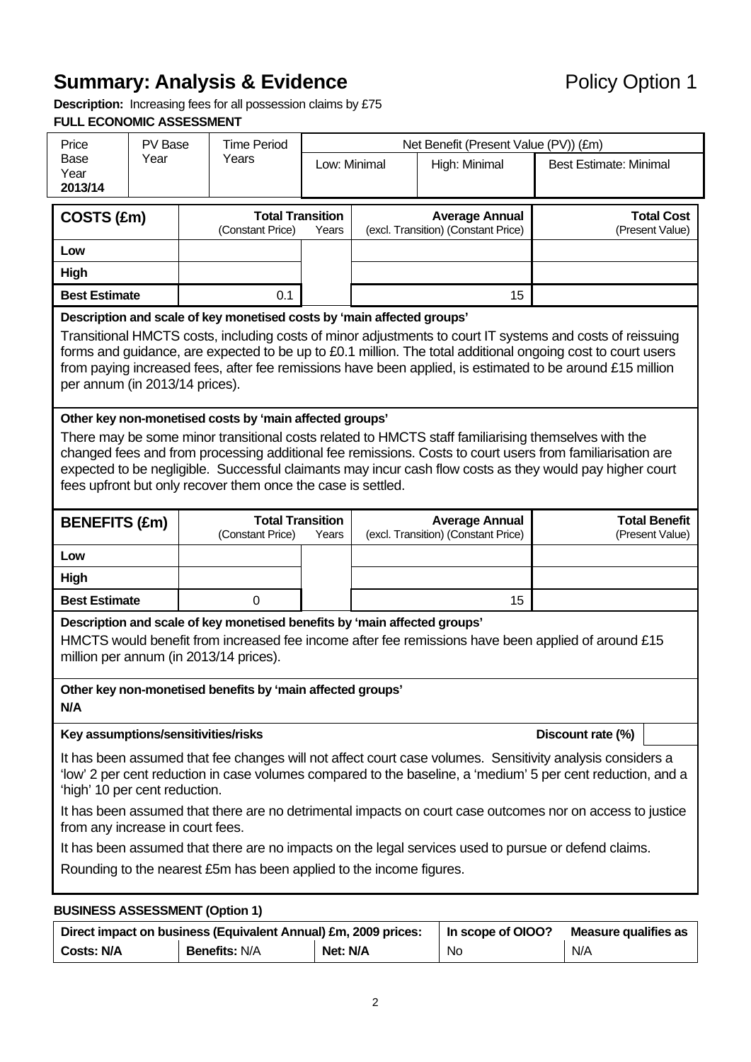# Summary: Analysis & Evidence

Policy Option 1

**Description:** Increasing fees for all possession claims by £75

**FULL ECONOMIC ASSESSMENT**

| Price Base Year 2013/14 | PV Base Year | Time Period Years | Net Benefit (Present Value (PV)) (£m) | | |
|---|---|---|---|---|---|
| | | | Low: Minimal | High: Minimal | Best Estimate: Minimal |

| COSTS (£m) | Total Transition (Constant Price) | Years | Average Annual (excl. Transition) (Constant Price) | Total Cost (Present Value) |
|---|---|---|---|---|
| **Low** | | | | |
| **High** | | | | |
| **Best Estimate** | 0.1 | | 15 | |

**Description and scale of key monetised costs by 'main affected groups'**

Transitional HMCTS costs, including costs of minor adjustments to court IT systems and costs of reissuing forms and guidance, are expected to be up to £0.1 million. The total additional ongoing cost to court users from paying increased fees, after fee remissions have been applied, is estimated to be around £15 million per annum (in 2013/14 prices).

**Other key non-monetised costs by 'main affected groups'**

There may be some minor transitional costs related to HMCTS staff familiarising themselves with the changed fees and from processing additional fee remissions. Costs to court users from familiarisation are expected to be negligible. Successful claimants may incur cash flow costs as they would pay higher court fees upfront but only recover them once the case is settled.

| BENEFITS (£m) | Total Transition (Constant Price) | Years | Average Annual (excl. Transition) (Constant Price) | Total Benefit (Present Value) |
|---|---|---|---|---|
| **Low** | | | | |
| **High** | | | | |
| **Best Estimate** | 0 | | 15 | |

**Description and scale of key monetised benefits by 'main affected groups'**

HMCTS would benefit from increased fee income after fee remissions have been applied of around £15 million per annum (in 2013/14 prices).

**Other key non-monetised benefits by 'main affected groups'**

N/A

**Key assumptions/sensitivities/risks** — **Discount rate (%)**

It has been assumed that fee changes will not affect court case volumes. Sensitivity analysis considers a 'low' 2 per cent reduction in case volumes compared to the baseline, a 'medium' 5 per cent reduction, and a 'high' 10 per cent reduction.

It has been assumed that there are no detrimental impacts on court case outcomes nor on access to justice from any increase in court fees.

It has been assumed that there are no impacts on the legal services used to pursue or defend claims.

Rounding to the nearest £5m has been applied to the income figures.

**BUSINESS ASSESSMENT (Option 1)**

| Direct impact on business (Equivalent Annual) £m, 2009 prices: | | | In scope of OIOO? | Measure qualifies as |
|---|---|---|---|---|
| **Costs: N/A** | **Benefits:** N/A | **Net: N/A** | No | N/A |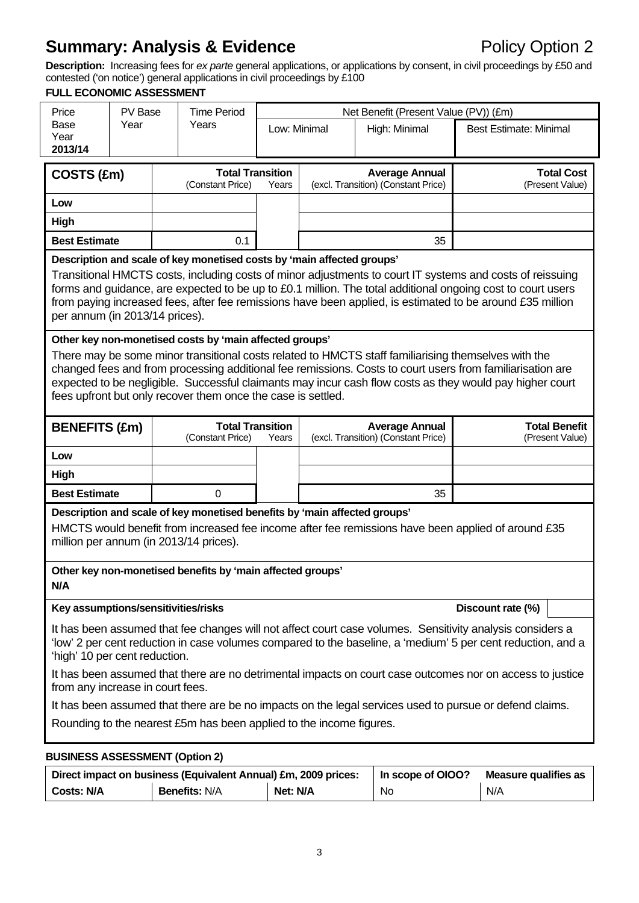# **Summary: Analysis & Evidence** — Policy Option 2

**Description:** Increasing fees for *ex parte* general applications, or applications by consent, in civil proceedings by £50 and contested ('on notice') general applications in civil proceedings by £100

**FULL ECONOMIC ASSESSMENT**

| Price Base Year 2013/14 | PV Base Year | Time Period Years | Net Benefit (Present Value (PV)) (£m) | | |
|---|---|---|---|---|---|
| | | | Low: Minimal | High: Minimal | Best Estimate: Minimal |

| COSTS (£m) | Total Transition (Constant Price) | Years | Average Annual (excl. Transition) (Constant Price) | Total Cost (Present Value) |
|---|---|---|---|---|
| Low | | | | |
| High | | | | |
| Best Estimate | 0.1 | | 35 | |

**Description and scale of key monetised costs by 'main affected groups'**

Transitional HMCTS costs, including costs of minor adjustments to court IT systems and costs of reissuing forms and guidance, are expected to be up to £0.1 million. The total additional ongoing cost to court users from paying increased fees, after fee remissions have been applied, is estimated to be around £35 million per annum (in 2013/14 prices).

**Other key non-monetised costs by 'main affected groups'**

There may be some minor transitional costs related to HMCTS staff familiarising themselves with the changed fees and from processing additional fee remissions. Costs to court users from familiarisation are expected to be negligible. Successful claimants may incur cash flow costs as they would pay higher court fees upfront but only recover them once the case is settled.

| BENEFITS (£m) | Total Transition (Constant Price) | Years | Average Annual (excl. Transition) (Constant Price) | Total Benefit (Present Value) |
|---|---|---|---|---|
| Low | | | | |
| High | | | | |
| Best Estimate | 0 | | 35 | |

**Description and scale of key monetised benefits by 'main affected groups'**

HMCTS would benefit from increased fee income after fee remissions have been applied of around £35 million per annum (in 2013/14 prices).

**Other key non-monetised benefits by 'main affected groups'**

**N/A**

**Key assumptions/sensitivities/risks** — **Discount rate (%)**

It has been assumed that fee changes will not affect court case volumes. Sensitivity analysis considers a 'low' 2 per cent reduction in case volumes compared to the baseline, a 'medium' 5 per cent reduction, and a 'high' 10 per cent reduction.

It has been assumed that there are no detrimental impacts on court case outcomes nor on access to justice from any increase in court fees.

It has been assumed that there are be no impacts on the legal services used to pursue or defend claims.

Rounding to the nearest £5m has been applied to the income figures.

**BUSINESS ASSESSMENT (Option 2)**

| Direct impact on business (Equivalent Annual) £m, 2009 prices: | | | In scope of OIOO? | Measure qualifies as |
|---|---|---|---|---|
| **Costs: N/A** | **Benefits:** N/A | **Net: N/A** | No | N/A |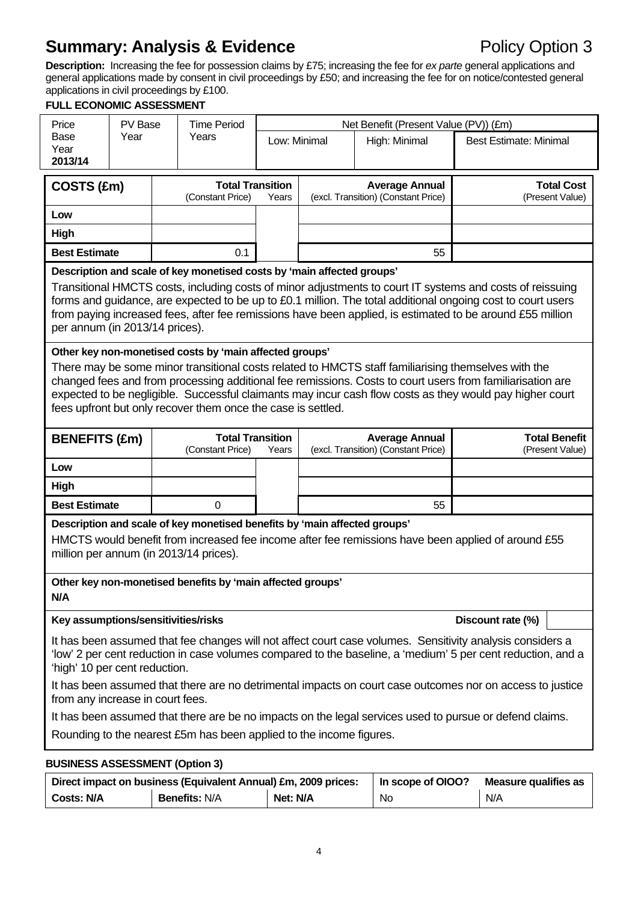# Summary: Analysis & Evidence

Policy Option 3

**Description:** Increasing the fee for possession claims by £75; increasing the fee for *ex parte* general applications and general applications made by consent in civil proceedings by £50; and increasing the fee for on notice/contested general applications in civil proceedings by £100.

**FULL ECONOMIC ASSESSMENT**

| Price Base Year 2013/14 | PV Base Year | Time Period Years | Net Benefit (Present Value (PV)) (£m) | | |
|---|---|---|---|---|---|
| | | | Low: Minimal | High: Minimal | Best Estimate: Minimal |

| COSTS (£m) | Total Transition (Constant Price) | Years | Average Annual (excl. Transition) (Constant Price) | Total Cost (Present Value) |
|---|---|---|---|---|
| Low | | | | |
| High | | | | |
| Best Estimate | 0.1 | | 55 | |

**Description and scale of key monetised costs by 'main affected groups'**

Transitional HMCTS costs, including costs of minor adjustments to court IT systems and costs of reissuing forms and guidance, are expected to be up to £0.1 million. The total additional ongoing cost to court users from paying increased fees, after fee remissions have been applied, is estimated to be around £55 million per annum (in 2013/14 prices).

**Other key non-monetised costs by 'main affected groups'**

There may be some minor transitional costs related to HMCTS staff familiarising themselves with the changed fees and from processing additional fee remissions. Costs to court users from familiarisation are expected to be negligible. Successful claimants may incur cash flow costs as they would pay higher court fees upfront but only recover them once the case is settled.

| BENEFITS (£m) | Total Transition (Constant Price) | Years | Average Annual (excl. Transition) (Constant Price) | Total Benefit (Present Value) |
|---|---|---|---|---|
| Low | | | | |
| High | | | | |
| Best Estimate | 0 | | 55 | |

**Description and scale of key monetised benefits by 'main affected groups'**

HMCTS would benefit from increased fee income after fee remissions have been applied of around £55 million per annum (in 2013/14 prices).

**Other key non-monetised benefits by 'main affected groups'**

N/A

**Key assumptions/sensitivities/risks** — Discount rate (%)

It has been assumed that fee changes will not affect court case volumes. Sensitivity analysis considers a 'low' 2 per cent reduction in case volumes compared to the baseline, a 'medium' 5 per cent reduction, and a 'high' 10 per cent reduction.

It has been assumed that there are no detrimental impacts on court case outcomes nor on access to justice from any increase in court fees.

It has been assumed that there are be no impacts on the legal services used to pursue or defend claims.

Rounding to the nearest £5m has been applied to the income figures.

**BUSINESS ASSESSMENT (Option 3)**

| Direct impact on business (Equivalent Annual) £m, 2009 prices: | | | In scope of OIOO? | Measure qualifies as |
|---|---|---|---|---|
| **Costs:** N/A | **Benefits:** N/A | **Net:** N/A | No | N/A |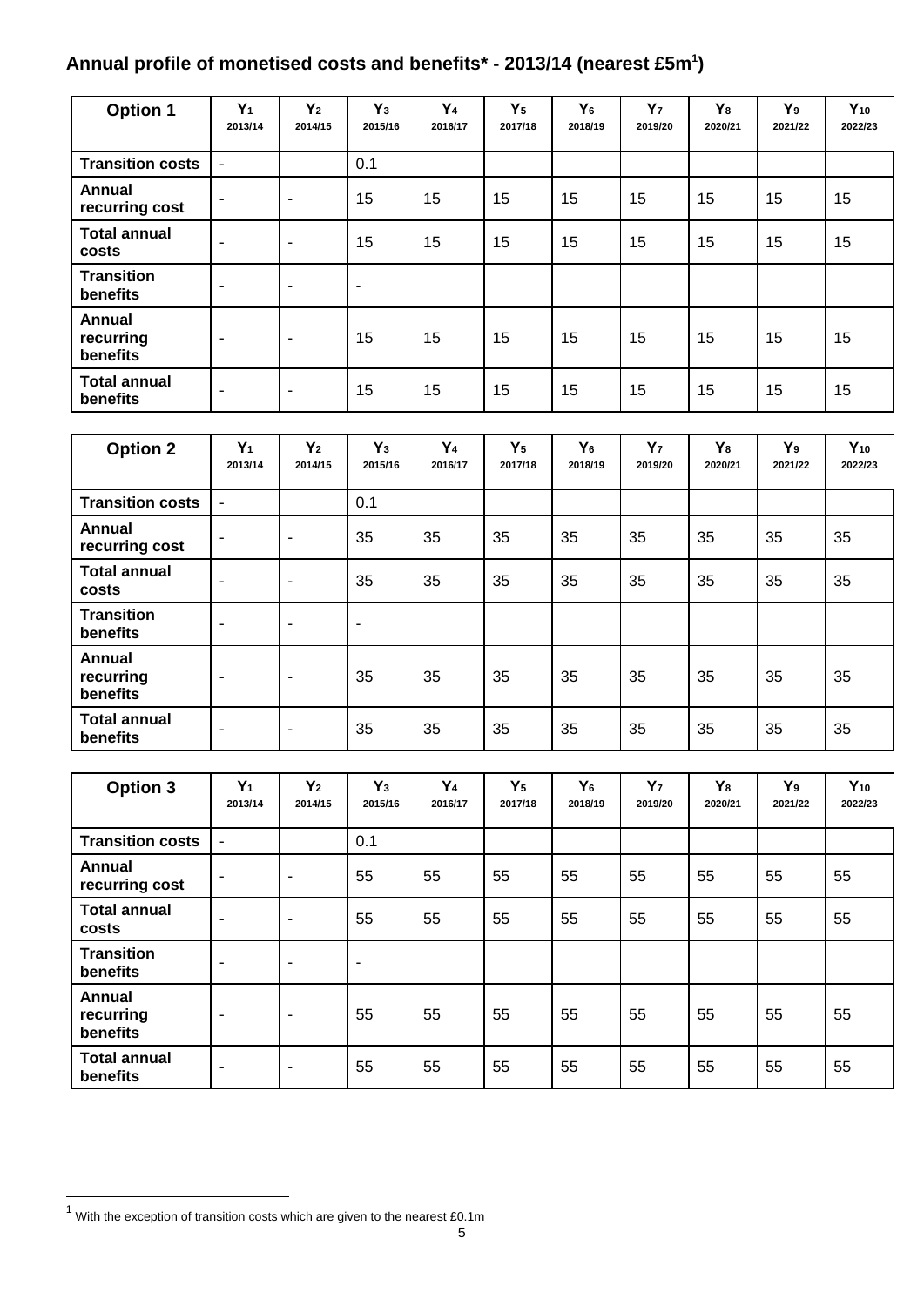## Annual profile of monetised costs and benefits* - 2013/14 (nearest £5m[1])

| Option 1 | $Y_1$ 2013/14 | $Y_2$ 2014/15 | $Y_3$ 2015/16 | $Y_4$ 2016/17 | $Y_5$ 2017/18 | $Y_6$ 2018/19 | $Y_7$ 2019/20 | $Y_8$ 2020/21 | $Y_9$ 2021/22 | $Y_{10}$ 2022/23 |
|---|---|---|---|---|---|---|---|---|---|---|
| Transition costs | - | | 0.1 | | | | | | | |
| Annual recurring cost | - | - | 15 | 15 | 15 | 15 | 15 | 15 | 15 | 15 |
| Total annual costs | - | - | 15 | 15 | 15 | 15 | 15 | 15 | 15 | 15 |
| Transition benefits | - | - | - | | | | | | | |
| Annual recurring benefits | - | - | 15 | 15 | 15 | 15 | 15 | 15 | 15 | 15 |
| Total annual benefits | - | - | 15 | 15 | 15 | 15 | 15 | 15 | 15 | 15 |

| Option 2 | $Y_1$ 2013/14 | $Y_2$ 2014/15 | $Y_3$ 2015/16 | $Y_4$ 2016/17 | $Y_5$ 2017/18 | $Y_6$ 2018/19 | $Y_7$ 2019/20 | $Y_8$ 2020/21 | $Y_9$ 2021/22 | $Y_{10}$ 2022/23 |
|---|---|---|---|---|---|---|---|---|---|---|
| Transition costs | - | | 0.1 | | | | | | | |
| Annual recurring cost | - | - | 35 | 35 | 35 | 35 | 35 | 35 | 35 | 35 |
| Total annual costs | - | - | 35 | 35 | 35 | 35 | 35 | 35 | 35 | 35 |
| Transition benefits | - | - | - | | | | | | | |
| Annual recurring benefits | - | - | 35 | 35 | 35 | 35 | 35 | 35 | 35 | 35 |
| Total annual benefits | - | - | 35 | 35 | 35 | 35 | 35 | 35 | 35 | 35 |

| Option 3 | $Y_1$ 2013/14 | $Y_2$ 2014/15 | $Y_3$ 2015/16 | $Y_4$ 2016/17 | $Y_5$ 2017/18 | $Y_6$ 2018/19 | $Y_7$ 2019/20 | $Y_8$ 2020/21 | $Y_9$ 2021/22 | $Y_{10}$ 2022/23 |
|---|---|---|---|---|---|---|---|---|---|---|
| Transition costs | - | | 0.1 | | | | | | | |
| Annual recurring cost | - | - | 55 | 55 | 55 | 55 | 55 | 55 | 55 | 55 |
| Total annual costs | - | - | 55 | 55 | 55 | 55 | 55 | 55 | 55 | 55 |
| Transition benefits | - | - | - | | | | | | | |
| Annual recurring benefits | - | - | 55 | 55 | 55 | 55 | 55 | 55 | 55 | 55 |
| Total annual benefits | - | - | 55 | 55 | 55 | 55 | 55 | 55 | 55 | 55 |

[1] With the exception of transition costs which are given to the nearest £0.1m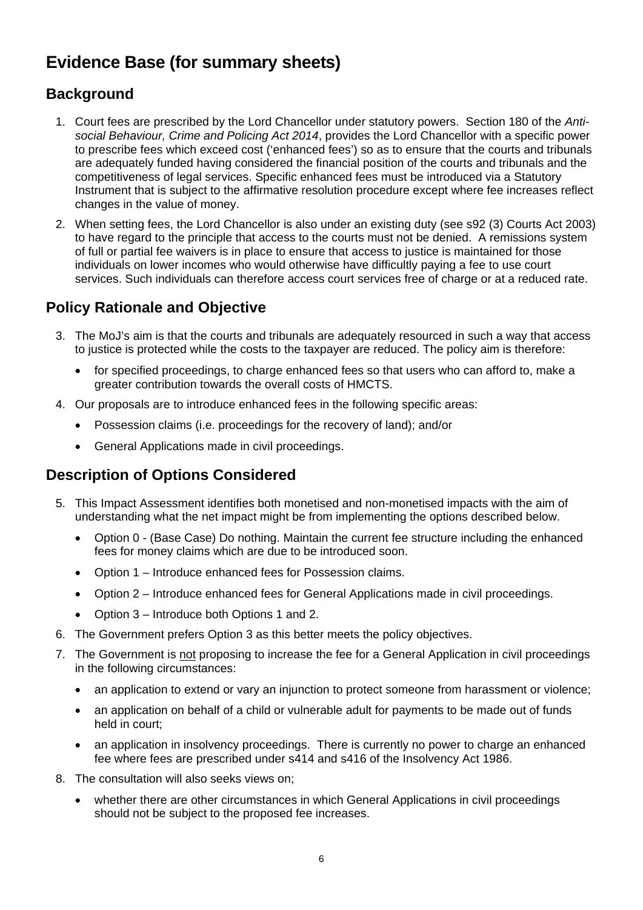# Evidence Base (for summary sheets)

## Background

1. Court fees are prescribed by the Lord Chancellor under statutory powers. Section 180 of the *Anti-social Behaviour, Crime and Policing Act 2014*, provides the Lord Chancellor with a specific power to prescribe fees which exceed cost ('enhanced fees') so as to ensure that the courts and tribunals are adequately funded having considered the financial position of the courts and tribunals and the competitiveness of legal services. Specific enhanced fees must be introduced via a Statutory Instrument that is subject to the affirmative resolution procedure except where fee increases reflect changes in the value of money.

2. When setting fees, the Lord Chancellor is also under an existing duty (see s92 (3) Courts Act 2003) to have regard to the principle that access to the courts must not be denied. A remissions system of full or partial fee waivers is in place to ensure that access to justice is maintained for those individuals on lower incomes who would otherwise have difficultly paying a fee to use court services. Such individuals can therefore access court services free of charge or at a reduced rate.

## Policy Rationale and Objective

3. The MoJ's aim is that the courts and tribunals are adequately resourced in such a way that access to justice is protected while the costs to the taxpayer are reduced. The policy aim is therefore:
   - for specified proceedings, to charge enhanced fees so that users who can afford to, make a greater contribution towards the overall costs of HMCTS.

4. Our proposals are to introduce enhanced fees in the following specific areas:
   - Possession claims (i.e. proceedings for the recovery of land); and/or
   - General Applications made in civil proceedings.

## Description of Options Considered

5. This Impact Assessment identifies both monetised and non-monetised impacts with the aim of understanding what the net impact might be from implementing the options described below.
   - Option 0 - (Base Case) Do nothing. Maintain the current fee structure including the enhanced fees for money claims which are due to be introduced soon.
   - Option 1 – Introduce enhanced fees for Possession claims.
   - Option 2 – Introduce enhanced fees for General Applications made in civil proceedings.
   - Option 3 – Introduce both Options 1 and 2.

6. The Government prefers Option 3 as this better meets the policy objectives.

7. The Government is <u>not</u> proposing to increase the fee for a General Application in civil proceedings in the following circumstances:
   - an application to extend or vary an injunction to protect someone from harassment or violence;
   - an application on behalf of a child or vulnerable adult for payments to be made out of funds held in court;
   - an application in insolvency proceedings. There is currently no power to charge an enhanced fee where fees are prescribed under s414 and s416 of the Insolvency Act 1986.

8. The consultation will also seeks views on;
   - whether there are other circumstances in which General Applications in civil proceedings should not be subject to the proposed fee increases.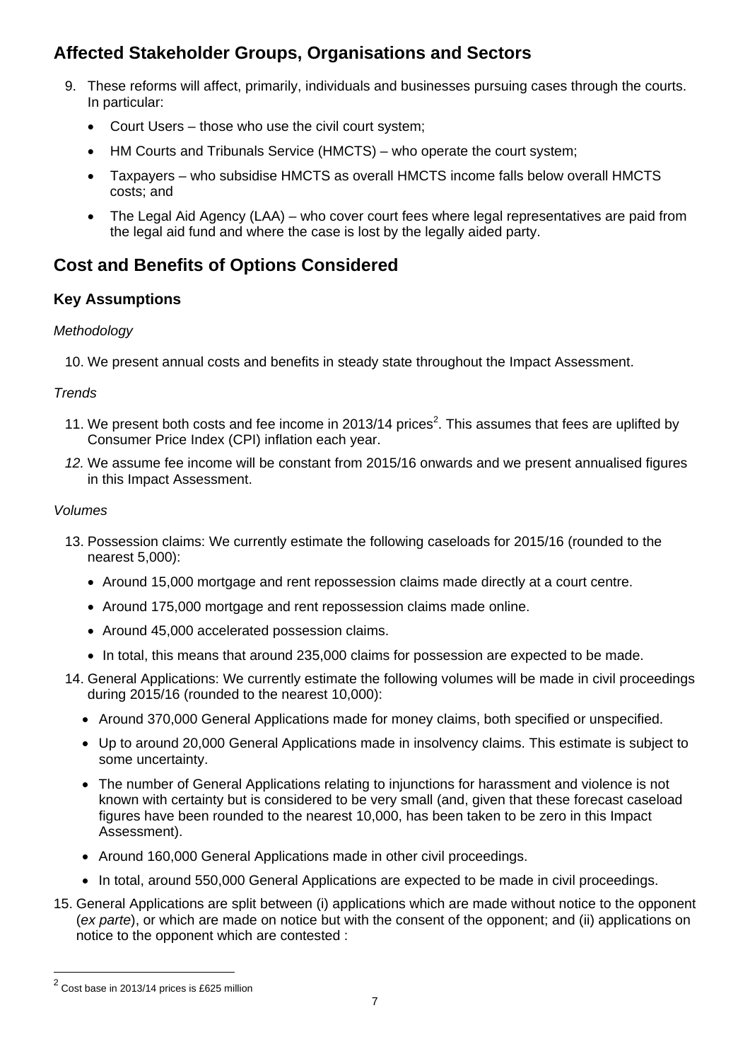## Affected Stakeholder Groups, Organisations and Sectors

9. These reforms will affect, primarily, individuals and businesses pursuing cases through the courts. In particular:
   - Court Users – those who use the civil court system;
   - HM Courts and Tribunals Service (HMCTS) – who operate the court system;
   - Taxpayers – who subsidise HMCTS as overall HMCTS income falls below overall HMCTS costs; and
   - The Legal Aid Agency (LAA) – who cover court fees where legal representatives are paid from the legal aid fund and where the case is lost by the legally aided party.

## Cost and Benefits of Options Considered

### Key Assumptions

*Methodology*

10. We present annual costs and benefits in steady state throughout the Impact Assessment.

*Trends*

11. We present both costs and fee income in 2013/14 prices[2]. This assumes that fees are uplifted by Consumer Price Index (CPI) inflation each year.
12. We assume fee income will be constant from 2015/16 onwards and we present annualised figures in this Impact Assessment.

*Volumes*

13. Possession claims: We currently estimate the following caseloads for 2015/16 (rounded to the nearest 5,000):
    - Around 15,000 mortgage and rent repossession claims made directly at a court centre.
    - Around 175,000 mortgage and rent repossession claims made online.
    - Around 45,000 accelerated possession claims.
    - In total, this means that around 235,000 claims for possession are expected to be made.
14. General Applications: We currently estimate the following volumes will be made in civil proceedings during 2015/16 (rounded to the nearest 10,000):
    - Around 370,000 General Applications made for money claims, both specified or unspecified.
    - Up to around 20,000 General Applications made in insolvency claims. This estimate is subject to some uncertainty.
    - The number of General Applications relating to injunctions for harassment and violence is not known with certainty but is considered to be very small (and, given that these forecast caseload figures have been rounded to the nearest 10,000, has been taken to be zero in this Impact Assessment).
    - Around 160,000 General Applications made in other civil proceedings.
    - In total, around 550,000 General Applications are expected to be made in civil proceedings.
15. General Applications are split between (i) applications which are made without notice to the opponent (*ex parte*), or which are made on notice but with the consent of the opponent; and (ii) applications on notice to the opponent which are contested :

[2] Cost base in 2013/14 prices is £625 million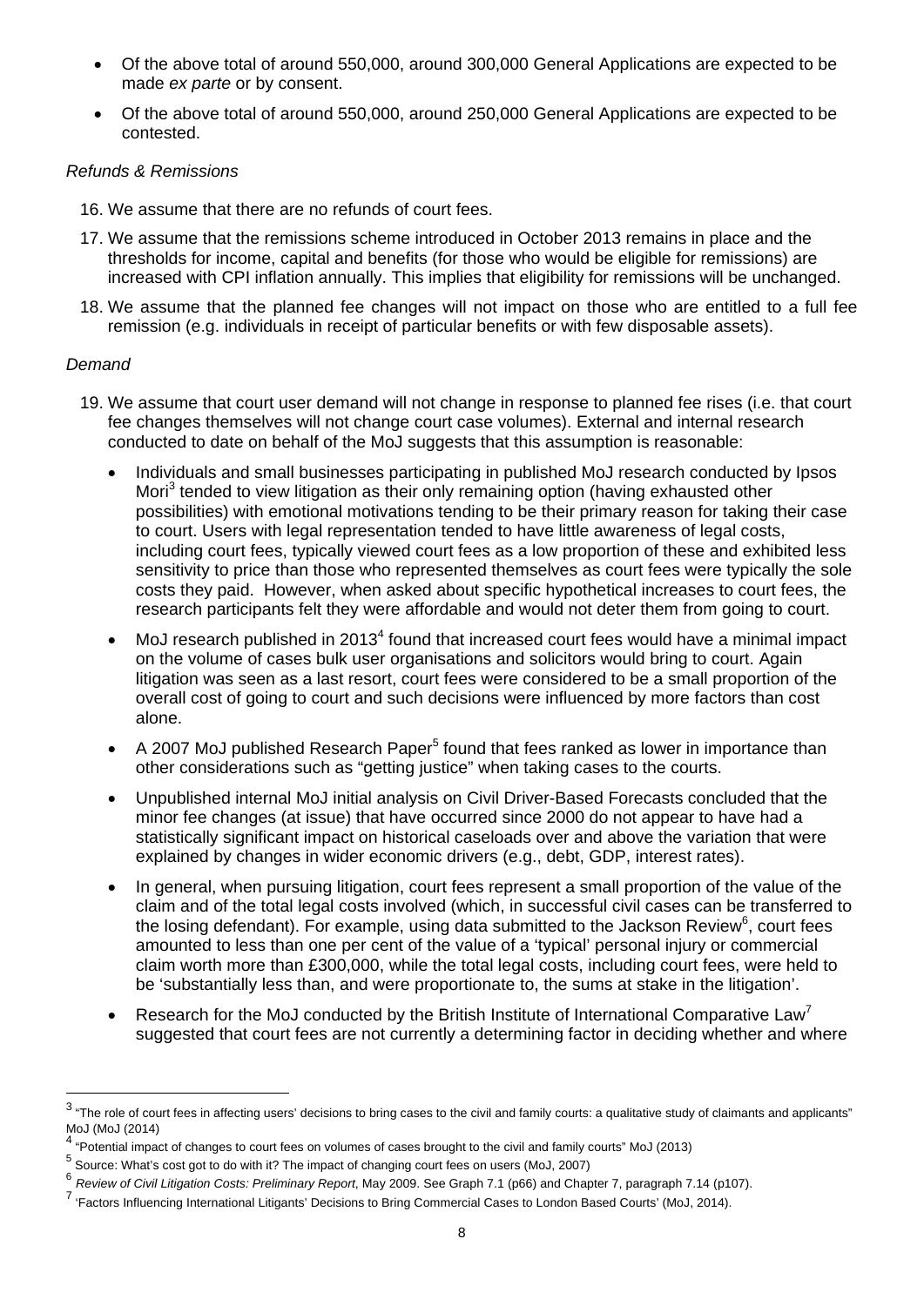- Of the above total of around 550,000, around 300,000 General Applications are expected to be made *ex parte* or by consent.
- Of the above total of around 550,000, around 250,000 General Applications are expected to be contested.

*Refunds & Remissions*

16. We assume that there are no refunds of court fees.

17. We assume that the remissions scheme introduced in October 2013 remains in place and the thresholds for income, capital and benefits (for those who would be eligible for remissions) are increased with CPI inflation annually. This implies that eligibility for remissions will be unchanged.

18. We assume that the planned fee changes will not impact on those who are entitled to a full fee remission (e.g. individuals in receipt of particular benefits or with few disposable assets).

*Demand*

19. We assume that court user demand will not change in response to planned fee rises (i.e. that court fee changes themselves will not change court case volumes). External and internal research conducted to date on behalf of the MoJ suggests that this assumption is reasonable:
    - Individuals and small businesses participating in published MoJ research conducted by Ipsos Mori[3] tended to view litigation as their only remaining option (having exhausted other possibilities) with emotional motivations tending to be their primary reason for taking their case to court. Users with legal representation tended to have little awareness of legal costs, including court fees, typically viewed court fees as a low proportion of these and exhibited less sensitivity to price than those who represented themselves as court fees were typically the sole costs they paid. However, when asked about specific hypothetical increases to court fees, the research participants felt they were affordable and would not deter them from going to court.
    - MoJ research published in 2013[4] found that increased court fees would have a minimal impact on the volume of cases bulk user organisations and solicitors would bring to court. Again litigation was seen as a last resort, court fees were considered to be a small proportion of the overall cost of going to court and such decisions were influenced by more factors than cost alone.
    - A 2007 MoJ published Research Paper[5] found that fees ranked as lower in importance than other considerations such as "getting justice" when taking cases to the courts.
    - Unpublished internal MoJ initial analysis on Civil Driver-Based Forecasts concluded that the minor fee changes (at issue) that have occurred since 2000 do not appear to have had a statistically significant impact on historical caseloads over and above the variation that were explained by changes in wider economic drivers (e.g., debt, GDP, interest rates).
    - In general, when pursuing litigation, court fees represent a small proportion of the value of the claim and of the total legal costs involved (which, in successful civil cases can be transferred to the losing defendant). For example, using data submitted to the Jackson Review[6], court fees amounted to less than one per cent of the value of a 'typical' personal injury or commercial claim worth more than £300,000, while the total legal costs, including court fees, were held to be 'substantially less than, and were proportionate to, the sums at stake in the litigation'.
    - Research for the MoJ conducted by the British Institute of International Comparative Law[7] suggested that court fees are not currently a determining factor in deciding whether and where

---

[3] "The role of court fees in affecting users' decisions to bring cases to the civil and family courts: a qualitative study of claimants and applicants" MoJ (MoJ (2014)

[4] "Potential impact of changes to court fees on volumes of cases brought to the civil and family courts" MoJ (2013)

[5] Source: What's cost got to do with it? The impact of changing court fees on users (MoJ, 2007)

[6] *Review of Civil Litigation Costs: Preliminary Report*, May 2009. See Graph 7.1 (p66) and Chapter 7, paragraph 7.14 (p107).

[7] 'Factors Influencing International Litigants' Decisions to Bring Commercial Cases to London Based Courts' (MoJ, 2014).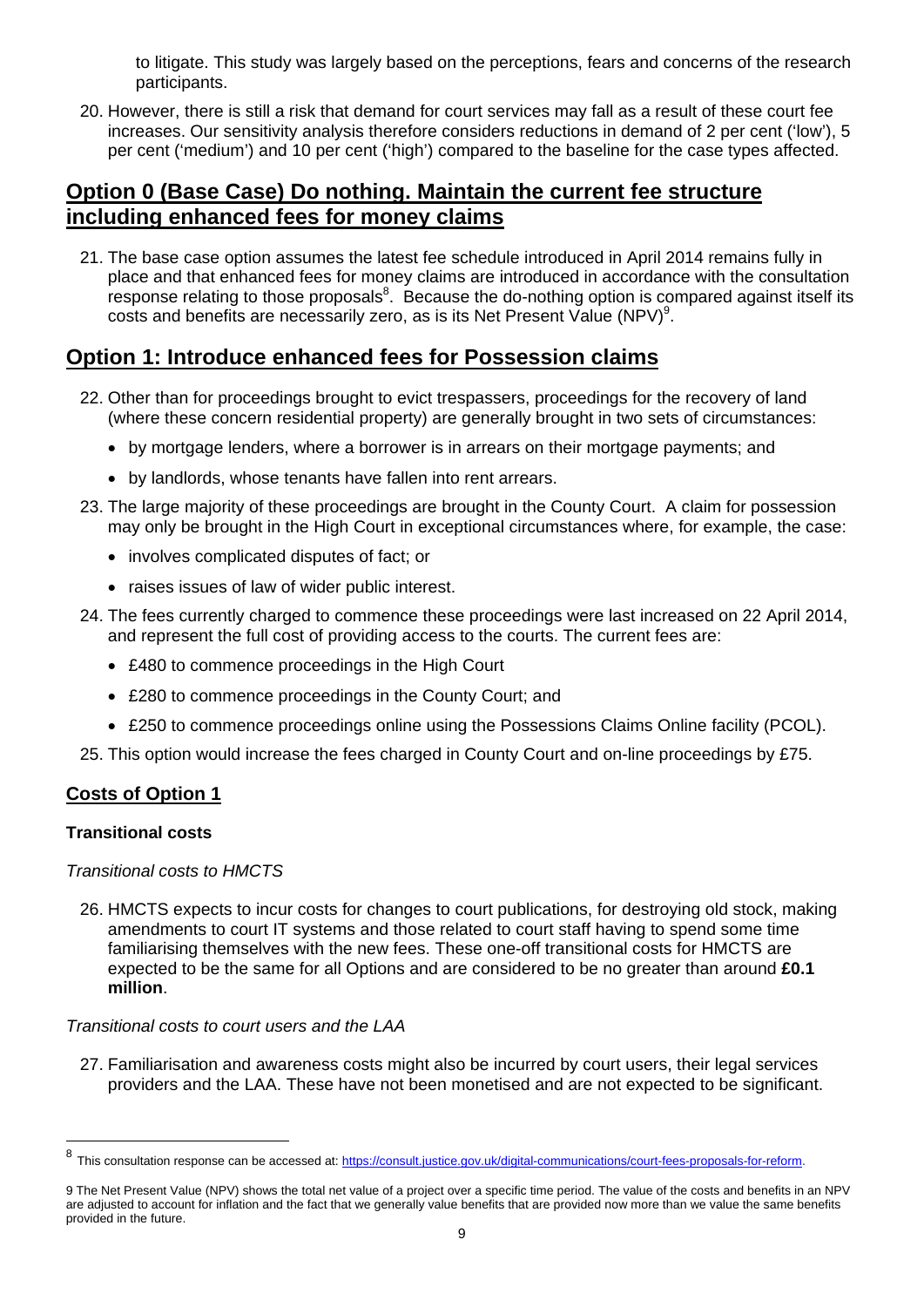to litigate. This study was largely based on the perceptions, fears and concerns of the research participants.

20. However, there is still a risk that demand for court services may fall as a result of these court fee increases. Our sensitivity analysis therefore considers reductions in demand of 2 per cent ('low'), 5 per cent ('medium') and 10 per cent ('high') compared to the baseline for the case types affected.

## Option 0 (Base Case) Do nothing. Maintain the current fee structure including enhanced fees for money claims

21. The base case option assumes the latest fee schedule introduced in April 2014 remains fully in place and that enhanced fees for money claims are introduced in accordance with the consultation response relating to those proposals[8]. Because the do-nothing option is compared against itself its costs and benefits are necessarily zero, as is its Net Present Value (NPV)[9].

## Option 1: Introduce enhanced fees for Possession claims

22. Other than for proceedings brought to evict trespassers, proceedings for the recovery of land (where these concern residential property) are generally brought in two sets of circumstances:
    - by mortgage lenders, where a borrower is in arrears on their mortgage payments; and
    - by landlords, whose tenants have fallen into rent arrears.

23. The large majority of these proceedings are brought in the County Court. A claim for possession may only be brought in the High Court in exceptional circumstances where, for example, the case:
    - involves complicated disputes of fact; or
    - raises issues of law of wider public interest.

24. The fees currently charged to commence these proceedings were last increased on 22 April 2014, and represent the full cost of providing access to the courts. The current fees are:
    - £480 to commence proceedings in the High Court
    - £280 to commence proceedings in the County Court; and
    - £250 to commence proceedings online using the Possessions Claims Online facility (PCOL).

25. This option would increase the fees charged in County Court and on-line proceedings by £75.

### Costs of Option 1

#### Transitional costs

*Transitional costs to HMCTS*

26. HMCTS expects to incur costs for changes to court publications, for destroying old stock, making amendments to court IT systems and those related to court staff having to spend some time familiarising themselves with the new fees. These one-off transitional costs for HMCTS are expected to be the same for all Options and are considered to be no greater than around **£0.1 million**.

*Transitional costs to court users and the LAA*

27. Familiarisation and awareness costs might also be incurred by court users, their legal services providers and the LAA. These have not been monetised and are not expected to be significant.

---

[8] This consultation response can be accessed at: https://consult.justice.gov.uk/digital-communications/court-fees-proposals-for-reform.

[9] The Net Present Value (NPV) shows the total net value of a project over a specific time period. The value of the costs and benefits in an NPV are adjusted to account for inflation and the fact that we generally value benefits that are provided now more than we value the same benefits provided in the future.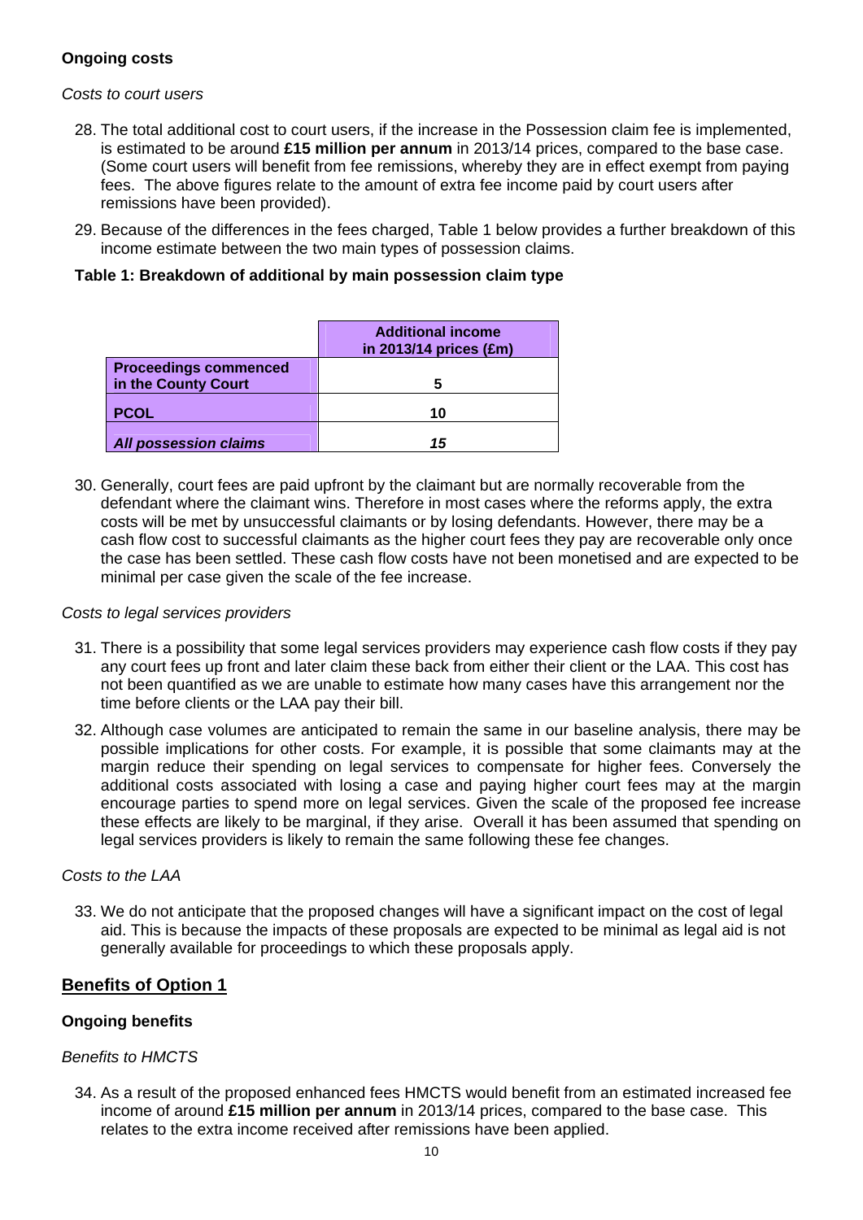### Ongoing costs

*Costs to court users*

28. The total additional cost to court users, if the increase in the Possession claim fee is implemented, is estimated to be around **£15 million per annum** in 2013/14 prices, compared to the base case. (Some court users will benefit from fee remissions, whereby they are in effect exempt from paying fees. The above figures relate to the amount of extra fee income paid by court users after remissions have been provided).

29. Because of the differences in the fees charged, Table 1 below provides a further breakdown of this income estimate between the two main types of possession claims.

**Table 1: Breakdown of additional by main possession claim type**

| | **Additional income in 2013/14 prices (£m)** |
|---|---|
| **Proceedings commenced in the County Court** | 5 |
| **PCOL** | 10 |
| ***All possession claims*** | ***15*** |

30. Generally, court fees are paid upfront by the claimant but are normally recoverable from the defendant where the claimant wins. Therefore in most cases where the reforms apply, the extra costs will be met by unsuccessful claimants or by losing defendants. However, there may be a cash flow cost to successful claimants as the higher court fees they pay are recoverable only once the case has been settled. These cash flow costs have not been monetised and are expected to be minimal per case given the scale of the fee increase.

*Costs to legal services providers*

31. There is a possibility that some legal services providers may experience cash flow costs if they pay any court fees up front and later claim these back from either their client or the LAA. This cost has not been quantified as we are unable to estimate how many cases have this arrangement nor the time before clients or the LAA pay their bill.

32. Although case volumes are anticipated to remain the same in our baseline analysis, there may be possible implications for other costs. For example, it is possible that some claimants may at the margin reduce their spending on legal services to compensate for higher fees. Conversely the additional costs associated with losing a case and paying higher court fees may at the margin encourage parties to spend more on legal services. Given the scale of the proposed fee increase these effects are likely to be marginal, if they arise. Overall it has been assumed that spending on legal services providers is likely to remain the same following these fee changes.

*Costs to the LAA*

33. We do not anticipate that the proposed changes will have a significant impact on the cost of legal aid. This is because the impacts of these proposals are expected to be minimal as legal aid is not generally available for proceedings to which these proposals apply.

## Benefits of Option 1

### Ongoing benefits

*Benefits to HMCTS*

34. As a result of the proposed enhanced fees HMCTS would benefit from an estimated increased fee income of around **£15 million per annum** in 2013/14 prices, compared to the base case. This relates to the extra income received after remissions have been applied.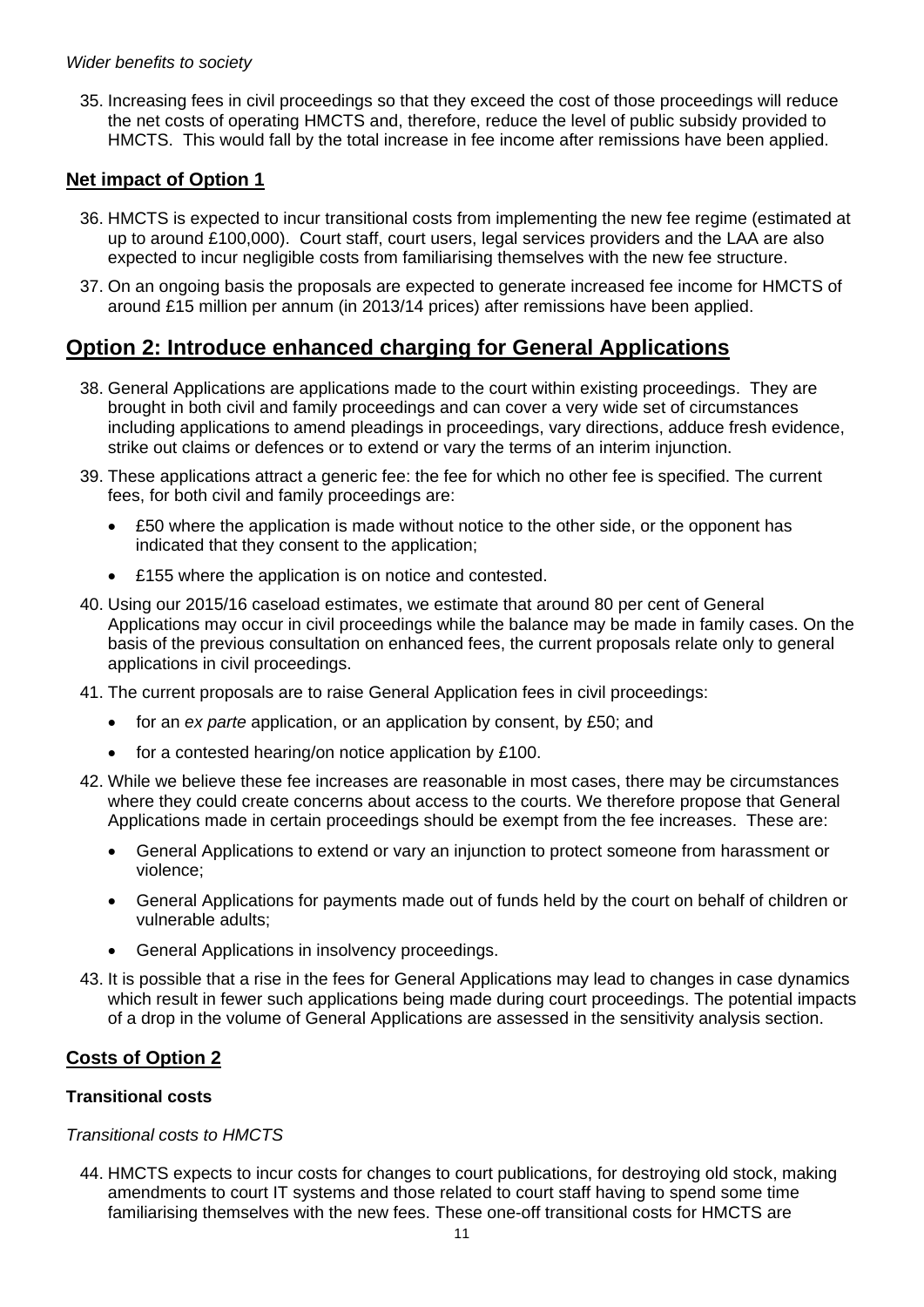*Wider benefits to society*

35. Increasing fees in civil proceedings so that they exceed the cost of those proceedings will reduce the net costs of operating HMCTS and, therefore, reduce the level of public subsidy provided to HMCTS. This would fall by the total increase in fee income after remissions have been applied.

## Net impact of Option 1

36. HMCTS is expected to incur transitional costs from implementing the new fee regime (estimated at up to around £100,000). Court staff, court users, legal services providers and the LAA are also expected to incur negligible costs from familiarising themselves with the new fee structure.

37. On an ongoing basis the proposals are expected to generate increased fee income for HMCTS of around £15 million per annum (in 2013/14 prices) after remissions have been applied.

# Option 2: Introduce enhanced charging for General Applications

38. General Applications are applications made to the court within existing proceedings. They are brought in both civil and family proceedings and can cover a very wide set of circumstances including applications to amend pleadings in proceedings, vary directions, adduce fresh evidence, strike out claims or defences or to extend or vary the terms of an interim injunction.

39. These applications attract a generic fee: the fee for which no other fee is specified. The current fees, for both civil and family proceedings are:

    - £50 where the application is made without notice to the other side, or the opponent has indicated that they consent to the application;
    - £155 where the application is on notice and contested.

40. Using our 2015/16 caseload estimates, we estimate that around 80 per cent of General Applications may occur in civil proceedings while the balance may be made in family cases. On the basis of the previous consultation on enhanced fees, the current proposals relate only to general applications in civil proceedings.

41. The current proposals are to raise General Application fees in civil proceedings:

    - for an *ex parte* application, or an application by consent, by £50; and
    - for a contested hearing/on notice application by £100.

42. While we believe these fee increases are reasonable in most cases, there may be circumstances where they could create concerns about access to the courts. We therefore propose that General Applications made in certain proceedings should be exempt from the fee increases. These are:

    - General Applications to extend or vary an injunction to protect someone from harassment or violence;
    - General Applications for payments made out of funds held by the court on behalf of children or vulnerable adults;
    - General Applications in insolvency proceedings.

43. It is possible that a rise in the fees for General Applications may lead to changes in case dynamics which result in fewer such applications being made during court proceedings. The potential impacts of a drop in the volume of General Applications are assessed in the sensitivity analysis section.

## Costs of Option 2

### Transitional costs

*Transitional costs to HMCTS*

44. HMCTS expects to incur costs for changes to court publications, for destroying old stock, making amendments to court IT systems and those related to court staff having to spend some time familiarising themselves with the new fees. These one-off transitional costs for HMCTS are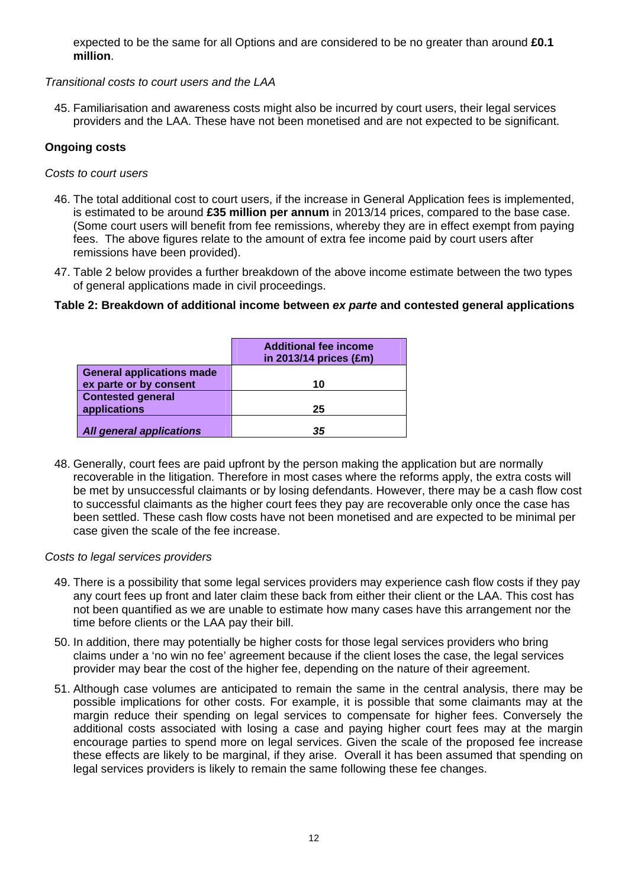expected to be the same for all Options and are considered to be no greater than around **£0.1 million**.

*Transitional costs to court users and the LAA*

45. Familiarisation and awareness costs might also be incurred by court users, their legal services providers and the LAA. These have not been monetised and are not expected to be significant.

**Ongoing costs**

*Costs to court users*

46. The total additional cost to court users, if the increase in General Application fees is implemented, is estimated to be around **£35 million per annum** in 2013/14 prices, compared to the base case. (Some court users will benefit from fee remissions, whereby they are in effect exempt from paying fees. The above figures relate to the amount of extra fee income paid by court users after remissions have been provided).

47. Table 2 below provides a further breakdown of the above income estimate between the two types of general applications made in civil proceedings.

**Table 2: Breakdown of additional income between *ex parte* and contested general applications**

| | **Additional fee income in 2013/14 prices (£m)** |
|---|---|
| **General applications made ex parte or by consent** | **10** |
| **Contested general applications** | **25** |
| ***All general applications*** | ***35*** |

48. Generally, court fees are paid upfront by the person making the application but are normally recoverable in the litigation. Therefore in most cases where the reforms apply, the extra costs will be met by unsuccessful claimants or by losing defendants. However, there may be a cash flow cost to successful claimants as the higher court fees they pay are recoverable only once the case has been settled. These cash flow costs have not been monetised and are expected to be minimal per case given the scale of the fee increase.

*Costs to legal services providers*

49. There is a possibility that some legal services providers may experience cash flow costs if they pay any court fees up front and later claim these back from either their client or the LAA. This cost has not been quantified as we are unable to estimate how many cases have this arrangement nor the time before clients or the LAA pay their bill.

50. In addition, there may potentially be higher costs for those legal services providers who bring claims under a 'no win no fee' agreement because if the client loses the case, the legal services provider may bear the cost of the higher fee, depending on the nature of their agreement.

51. Although case volumes are anticipated to remain the same in the central analysis, there may be possible implications for other costs. For example, it is possible that some claimants may at the margin reduce their spending on legal services to compensate for higher fees. Conversely the additional costs associated with losing a case and paying higher court fees may at the margin encourage parties to spend more on legal services. Given the scale of the proposed fee increase these effects are likely to be marginal, if they arise. Overall it has been assumed that spending on legal services providers is likely to remain the same following these fee changes.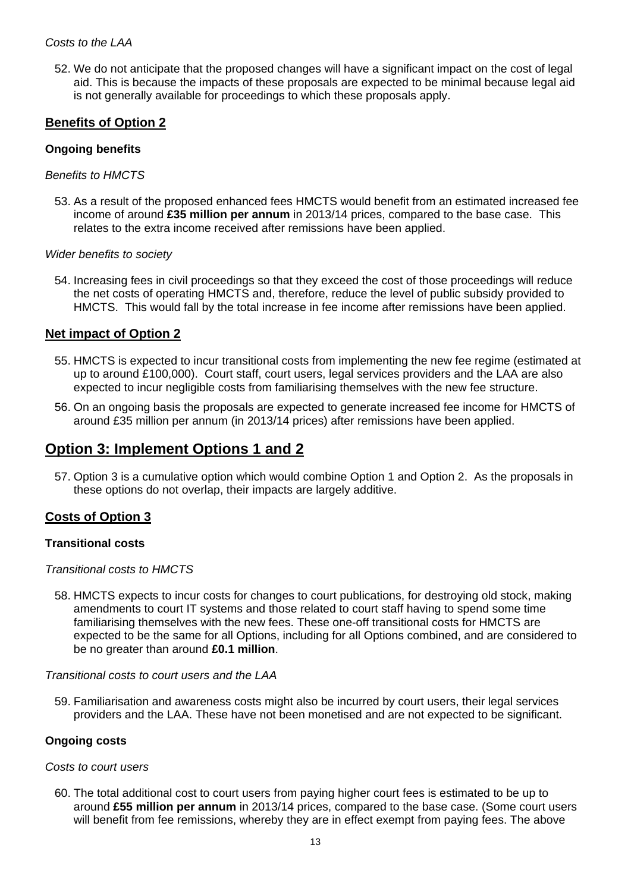*Costs to the LAA*

52. We do not anticipate that the proposed changes will have a significant impact on the cost of legal aid. This is because the impacts of these proposals are expected to be minimal because legal aid is not generally available for proceedings to which these proposals apply.

## Benefits of Option 2

### Ongoing benefits

*Benefits to HMCTS*

53. As a result of the proposed enhanced fees HMCTS would benefit from an estimated increased fee income of around **£35 million per annum** in 2013/14 prices, compared to the base case. This relates to the extra income received after remissions have been applied.

*Wider benefits to society*

54. Increasing fees in civil proceedings so that they exceed the cost of those proceedings will reduce the net costs of operating HMCTS and, therefore, reduce the level of public subsidy provided to HMCTS. This would fall by the total increase in fee income after remissions have been applied.

## Net impact of Option 2

55. HMCTS is expected to incur transitional costs from implementing the new fee regime (estimated at up to around £100,000). Court staff, court users, legal services providers and the LAA are also expected to incur negligible costs from familiarising themselves with the new fee structure.

56. On an ongoing basis the proposals are expected to generate increased fee income for HMCTS of around £35 million per annum (in 2013/14 prices) after remissions have been applied.

# Option 3: Implement Options 1 and 2

57. Option 3 is a cumulative option which would combine Option 1 and Option 2. As the proposals in these options do not overlap, their impacts are largely additive.

## Costs of Option 3

### Transitional costs

*Transitional costs to HMCTS*

58. HMCTS expects to incur costs for changes to court publications, for destroying old stock, making amendments to court IT systems and those related to court staff having to spend some time familiarising themselves with the new fees. These one-off transitional costs for HMCTS are expected to be the same for all Options, including for all Options combined, and are considered to be no greater than around **£0.1 million**.

*Transitional costs to court users and the LAA*

59. Familiarisation and awareness costs might also be incurred by court users, their legal services providers and the LAA. These have not been monetised and are not expected to be significant.

### Ongoing costs

*Costs to court users*

60. The total additional cost to court users from paying higher court fees is estimated to be up to around **£55 million per annum** in 2013/14 prices, compared to the base case. (Some court users will benefit from fee remissions, whereby they are in effect exempt from paying fees. The above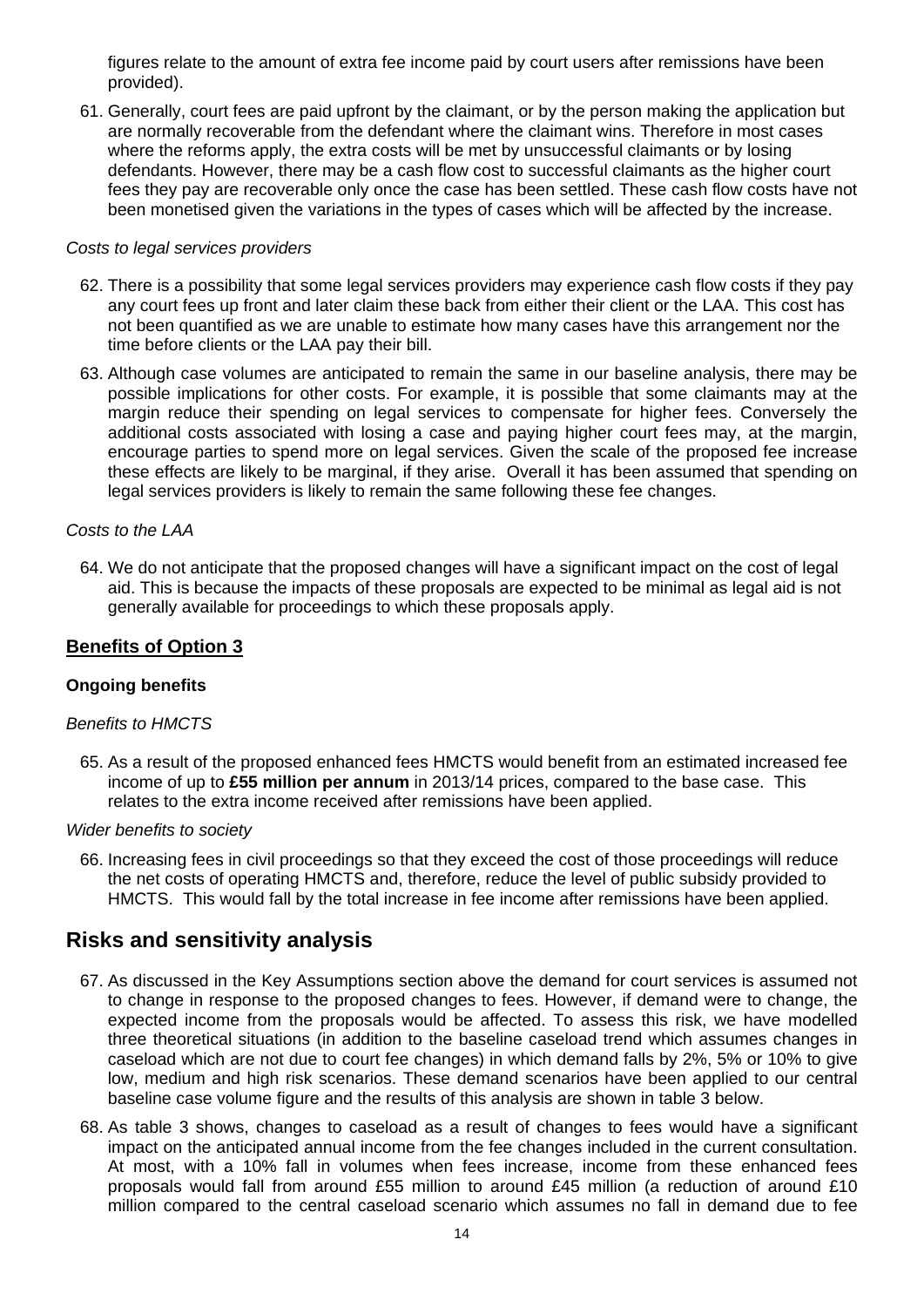figures relate to the amount of extra fee income paid by court users after remissions have been provided).

61. Generally, court fees are paid upfront by the claimant, or by the person making the application but are normally recoverable from the defendant where the claimant wins. Therefore in most cases where the reforms apply, the extra costs will be met by unsuccessful claimants or by losing defendants. However, there may be a cash flow cost to successful claimants as the higher court fees they pay are recoverable only once the case has been settled. These cash flow costs have not been monetised given the variations in the types of cases which will be affected by the increase.

*Costs to legal services providers*

62. There is a possibility that some legal services providers may experience cash flow costs if they pay any court fees up front and later claim these back from either their client or the LAA. This cost has not been quantified as we are unable to estimate how many cases have this arrangement nor the time before clients or the LAA pay their bill.

63. Although case volumes are anticipated to remain the same in our baseline analysis, there may be possible implications for other costs. For example, it is possible that some claimants may at the margin reduce their spending on legal services to compensate for higher fees. Conversely the additional costs associated with losing a case and paying higher court fees may, at the margin, encourage parties to spend more on legal services. Given the scale of the proposed fee increase these effects are likely to be marginal, if they arise. Overall it has been assumed that spending on legal services providers is likely to remain the same following these fee changes.

*Costs to the LAA*

64. We do not anticipate that the proposed changes will have a significant impact on the cost of legal aid. This is because the impacts of these proposals are expected to be minimal as legal aid is not generally available for proceedings to which these proposals apply.

## Benefits of Option 3

**Ongoing benefits**

*Benefits to HMCTS*

65. As a result of the proposed enhanced fees HMCTS would benefit from an estimated increased fee income of up to **£55 million per annum** in 2013/14 prices, compared to the base case. This relates to the extra income received after remissions have been applied.

*Wider benefits to society*

66. Increasing fees in civil proceedings so that they exceed the cost of those proceedings will reduce the net costs of operating HMCTS and, therefore, reduce the level of public subsidy provided to HMCTS. This would fall by the total increase in fee income after remissions have been applied.

# Risks and sensitivity analysis

67. As discussed in the Key Assumptions section above the demand for court services is assumed not to change in response to the proposed changes to fees. However, if demand were to change, the expected income from the proposals would be affected. To assess this risk, we have modelled three theoretical situations (in addition to the baseline caseload trend which assumes changes in caseload which are not due to court fee changes) in which demand falls by 2%, 5% or 10% to give low, medium and high risk scenarios. These demand scenarios have been applied to our central baseline case volume figure and the results of this analysis are shown in table 3 below.

68. As table 3 shows, changes to caseload as a result of changes to fees would have a significant impact on the anticipated annual income from the fee changes included in the current consultation. At most, with a 10% fall in volumes when fees increase, income from these enhanced fees proposals would fall from around £55 million to around £45 million (a reduction of around £10 million compared to the central caseload scenario which assumes no fall in demand due to fee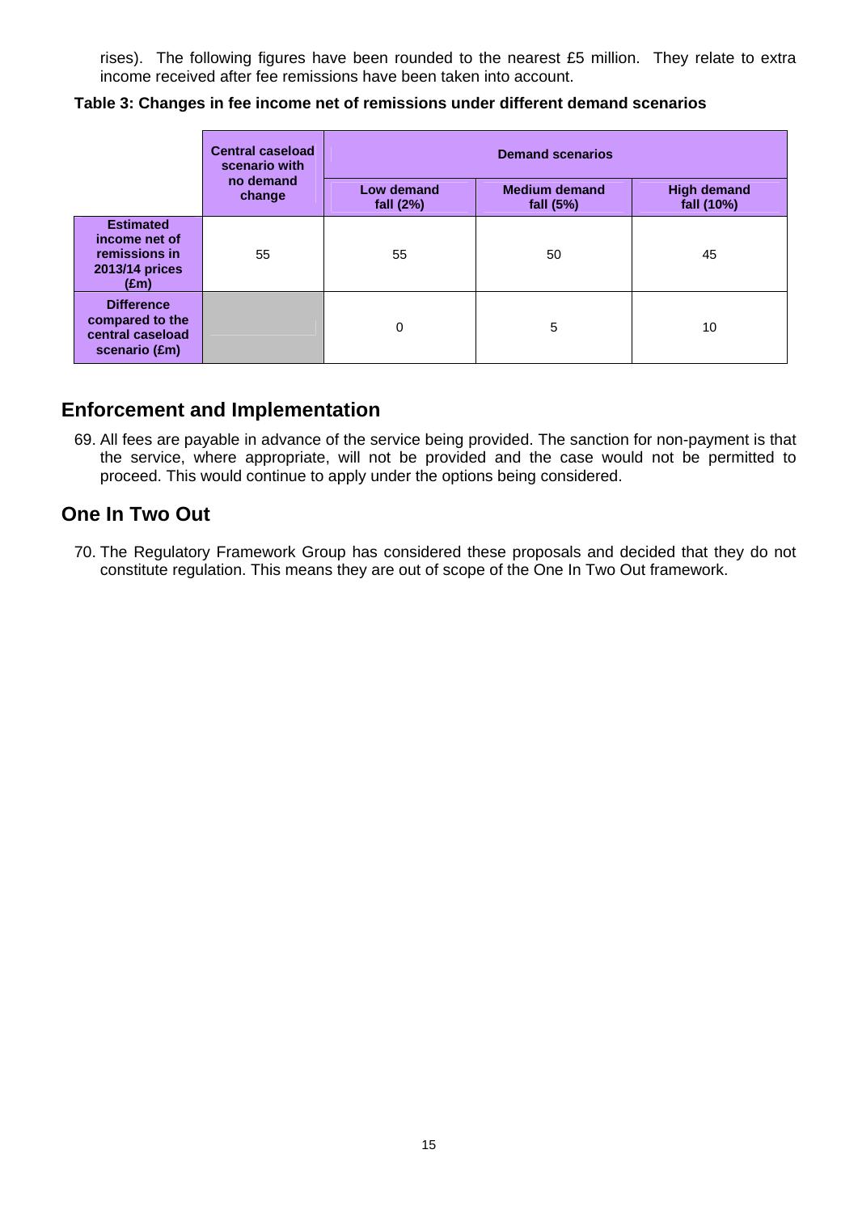rises). The following figures have been rounded to the nearest £5 million. They relate to extra income received after fee remissions have been taken into account.

**Table 3: Changes in fee income net of remissions under different demand scenarios**

| | Central caseload scenario with no demand change | Demand scenarios | | |
|---|---|---|---|---|
| | | Low demand fall (2%) | Medium demand fall (5%) | High demand fall (10%) |
| **Estimated income net of remissions in 2013/14 prices (£m)** | 55 | 55 | 50 | 45 |
| **Difference compared to the central caseload scenario (£m)** | | 0 | 5 | 10 |

## Enforcement and Implementation

69. All fees are payable in advance of the service being provided. The sanction for non-payment is that the service, where appropriate, will not be provided and the case would not be permitted to proceed. This would continue to apply under the options being considered.

## One In Two Out

70. The Regulatory Framework Group has considered these proposals and decided that they do not constitute regulation. This means they are out of scope of the One In Two Out framework.